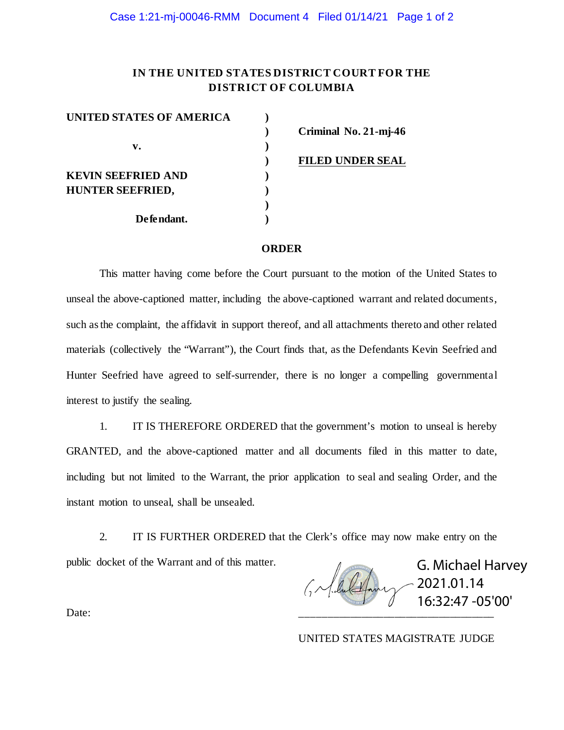# IN THE UNITED STATES DISTRICT COURT FOR THE DISTRICT OF COLUMBIA

| | | |
|---|---|---|
| **UNITED STATES OF AMERICA** | ) | |
| | ) | **Criminal No. 21-mj-46** |
| **v.** | ) | |
| | ) | **FILED UNDER SEAL** |
| **KEVIN SEEFRIED AND** | ) | |
| **HUNTER SEEFRIED,** | ) | |
| | ) | |
| **Defendant.** | ) | |

## ORDER

This matter having come before the Court pursuant to the motion of the United States to unseal the above-captioned matter, including the above-captioned warrant and related documents, such as the complaint, the affidavit in support thereof, and all attachments thereto and other related materials (collectively the "Warrant"), the Court finds that, as the Defendants Kevin Seefried and Hunter Seefried have agreed to self-surrender, there is no longer a compelling governmental interest to justify the sealing.

1. IT IS THEREFORE ORDERED that the government's motion to unseal is hereby GRANTED, and the above-captioned matter and all documents filed in this matter to date, including but not limited to the Warrant, the prior application to seal and sealing Order, and the instant motion to unseal, shall be unsealed.

2. IT IS FURTHER ORDERED that the Clerk's office may now make entry on the public docket of the Warrant and of this matter.

G. Michael Harvey
2021.01.14
16:32:47 -05'00'

Date: \_\_\_\_\_\_\_\_\_\_\_\_\_\_\_\_\_\_\_\_\_\_\_\_\_\_\_\_\_\_\_\_\_\_

UNITED STATES MAGISTRATE JUDGE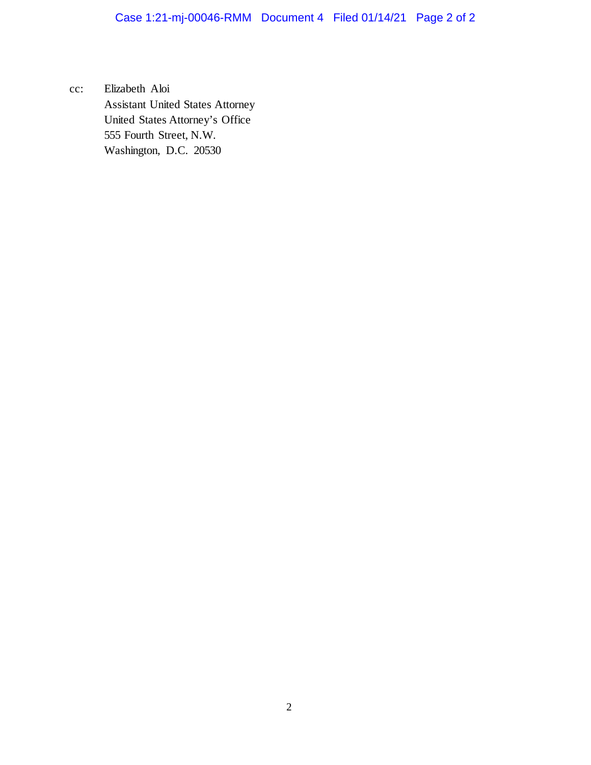cc: Elizabeth Aloi
Assistant United States Attorney
United States Attorney's Office
555 Fourth Street, N.W.
Washington, D.C. 20530